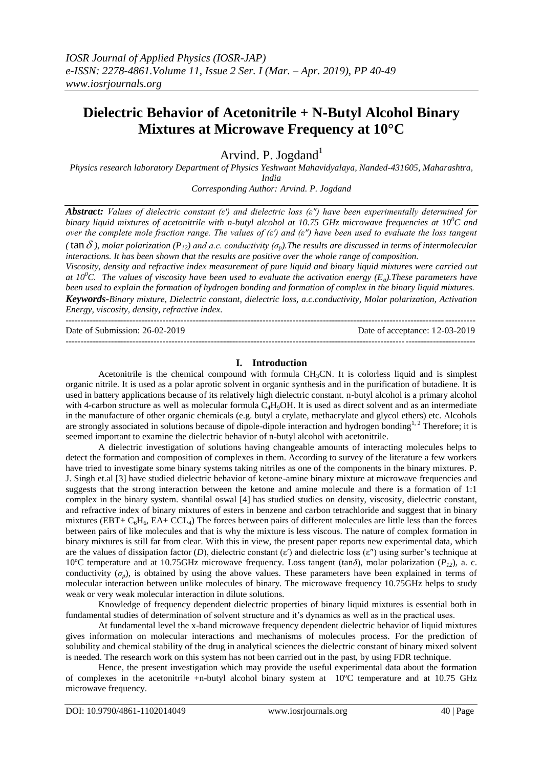# Dielectric Behavior of Acetonitrile + N-Butyl Alcohol Binary Mixtures at Microwave Frequency at 10°C

Arvind. P. Jogdand[1]

*Physics research laboratory Department of Physics Yeshwant Mahavidyalaya, Nanded-431605, Maharashtra, India*

*Corresponding Author: Arvind. P. Jogdand*

***Abstract:*** *Values of dielectric constant (ε′) and dielectric loss (ε″) have been experimentally determined for binary liquid mixtures of acetonitrile with n-butyl alcohol at 10.75 GHz microwave frequencies at $10^0C$ and over the complete mole fraction range. The values of (ε′) and (ε″) have been used to evaluate the loss tangent ($\tan\delta$), molar polarization ($P_{12}$) and a.c. conductivity ($\sigma_p$).The results are discussed in terms of intermolecular interactions. It has been shown that the results are positive over the whole range of composition.*

*Viscosity, density and refractive index measurement of pure liquid and binary liquid mixtures were carried out at $10^0C$. The values of viscosity have been used to evaluate the activation energy ($E_a$).These parameters have been used to explain the formation of hydrogen bonding and formation of complex in the binary liquid mixtures.*

***Keywords-*** *Binary mixture, Dielectric constant, dielectric loss, a.c.conductivity, Molar polarization, Activation Energy, viscosity, density, refractive index.*

Date of Submission: 26-02-2019 Date of acceptance: 12-03-2019

## I. Introduction

Acetonitrile is the chemical compound with formula $CH_3CN$. It is colorless liquid and is simplest organic nitrile. It is used as a polar aprotic solvent in organic synthesis and in the purification of butadiene. It is used in battery applications because of its relatively high dielectric constant. n-butyl alcohol is a primary alcohol with 4-carbon structure as well as molecular formula $C_4H_9OH$. It is used as direct solvent and as an intermediate in the manufacture of other organic chemicals (e.g. butyl a crylate, methacrylate and glycol ethers) etc. Alcohols are strongly associated in solutions because of dipole-dipole interaction and hydrogen bonding[1, 2] Therefore; it is seemed important to examine the dielectric behavior of n-butyl alcohol with acetonitrile.

A dielectric investigation of solutions having changeable amounts of interacting molecules helps to detect the formation and composition of complexes in them. According to survey of the literature a few workers have tried to investigate some binary systems taking nitriles as one of the components in the binary mixtures. P. J. Singh et.al [3] have studied dielectric behavior of ketone-amine binary mixture at microwave frequencies and suggests that the strong interaction between the ketone and amine molecule and there is a formation of 1:1 complex in the binary system. shantilal oswal [4] has studied studies on density, viscosity, dielectric constant, and refractive index of binary mixtures of esters in benzene and carbon tetrachloride and suggest that in binary mixtures (EBT+ $C_6H_6$, EA+ $CCL_4$) The forces between pairs of different molecules are little less than the forces between pairs of like molecules and that is why the mixture is less viscous. The nature of complex formation in binary mixtures is still far from clear. With this in view, the present paper reports new experimental data, which are the values of dissipation factor (*D*), dielectric constant (ε′) and dielectric loss (ε″) using surber's technique at 10ºC temperature and at 10.75GHz microwave frequency. Loss tangent (tan*δ*), molar polarization ($P_{12}$), a. c. conductivity ($\sigma_p$), is obtained by using the above values. These parameters have been explained in terms of molecular interaction between unlike molecules of binary. The microwave frequency 10.75GHz helps to study weak or very weak molecular interaction in dilute solutions.

Knowledge of frequency dependent dielectric properties of binary liquid mixtures is essential both in fundamental studies of determination of solvent structure and it's dynamics as well as in the practical uses.

At fundamental level the x-band microwave frequency dependent dielectric behavior of liquid mixtures gives information on molecular interactions and mechanisms of molecules process. For the prediction of solubility and chemical stability of the drug in analytical sciences the dielectric constant of binary mixed solvent is needed. The research work on this system has not been carried out in the past, by using FDR technique.

Hence, the present investigation which may provide the useful experimental data about the formation of complexes in the acetonitrile +n-butyl alcohol binary system at 10ºC temperature and at 10.75 GHz microwave frequency.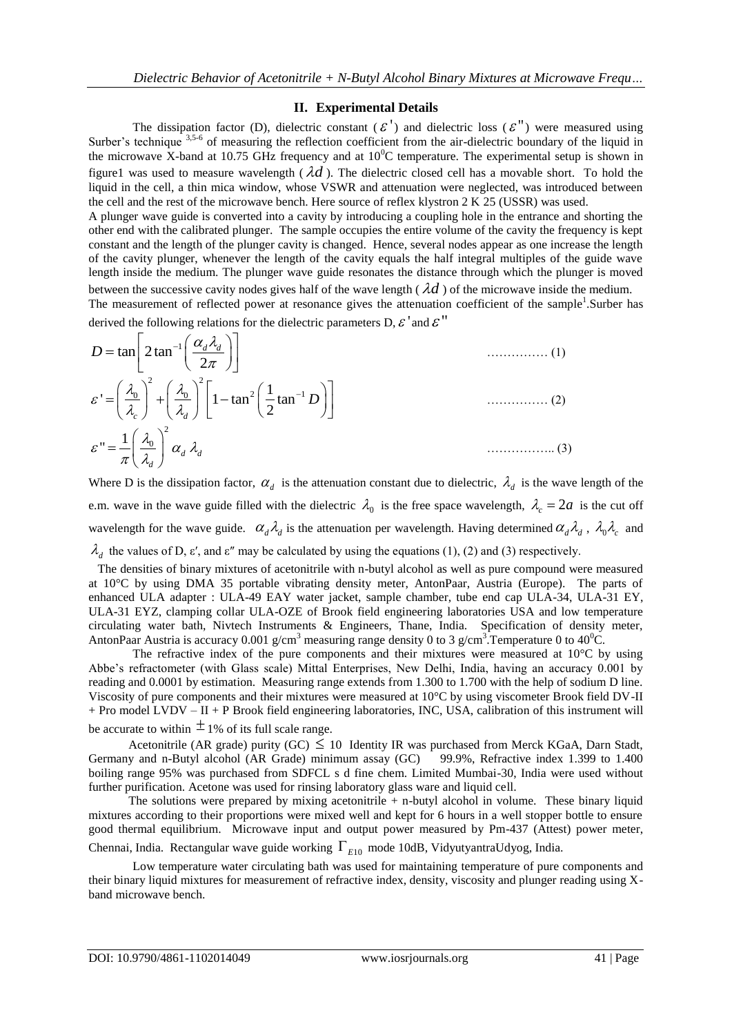## II. Experimental Details

The dissipation factor (D), dielectric constant ($\varepsilon'$) and dielectric loss ($\varepsilon''$) were measured using Surber's technique [3,5-6] of measuring the reflection coefficient from the air-dielectric boundary of the liquid in the microwave X-band at 10.75 GHz frequency and at $10^0$C temperature. The experimental setup is shown in figure1 was used to measure wavelength ($\lambda d$). The dielectric closed cell has a movable short. To hold the liquid in the cell, a thin mica window, whose VSWR and attenuation were neglected, was introduced between the cell and the rest of the microwave bench. Here source of reflex klystron 2 K 25 (USSR) was used.

A plunger wave guide is converted into a cavity by introducing a coupling hole in the entrance and shorting the other end with the calibrated plunger. The sample occupies the entire volume of the cavity the frequency is kept constant and the length of the plunger cavity is changed. Hence, several nodes appear as one increase the length of the cavity plunger, whenever the length of the cavity equals the half integral multiples of the guide wave length inside the medium. The plunger wave guide resonates the distance through which the plunger is moved between the successive cavity nodes gives half of the wave length ($\lambda d$) of the microwave inside the medium.

The measurement of reflected power at resonance gives the attenuation coefficient of the sample[1].Surber has derived the following relations for the dielectric parameters D, $\varepsilon'$ and $\varepsilon''$

$$D = \tan\left[2\tan^{-1}\left(\frac{\alpha_d \lambda_d}{2\pi}\right)\right] \quad \ldots\ldots\ldots\ldots\ldots (1)$$

$$\varepsilon' = \left(\frac{\lambda_0}{\lambda_c}\right)^2 + \left(\frac{\lambda_0}{\lambda_d}\right)^2\left[1 - \tan^2\left(\frac{1}{2}\tan^{-1} D\right)\right] \quad \ldots\ldots\ldots\ldots\ldots (2)$$

$$\varepsilon'' = \frac{1}{\pi}\left(\frac{\lambda_0}{\lambda_d}\right)^2 \alpha_d\, \lambda_d \quad \ldots\ldots\ldots\ldots\ldots.. (3)$$

Where D is the dissipation factor, $\alpha_d$ is the attenuation constant due to dielectric, $\lambda_d$ is the wave length of the e.m. wave in the wave guide filled with the dielectric $\lambda_0$ is the free space wavelength, $\lambda_c = 2a$ is the cut off wavelength for the wave guide. $\alpha_d \lambda_d$ is the attenuation per wavelength. Having determined $\alpha_d \lambda_d$, $\lambda_0 \lambda_c$ and $\lambda_d$ the values of D, $\varepsilon'$, and $\varepsilon''$ may be calculated by using the equations (1), (2) and (3) respectively.

The densities of binary mixtures of acetonitrile with n-butyl alcohol as well as pure compound were measured at 10°C by using DMA 35 portable vibrating density meter, AntonPaar, Austria (Europe). The parts of enhanced ULA adapter : ULA-49 EAY water jacket, sample chamber, tube end cap ULA-34, ULA-31 EY, ULA-31 EYZ, clamping collar ULA-OZE of Brook field engineering laboratories USA and low temperature circulating water bath, Nivtech Instruments & Engineers, Thane, India. Specification of density meter, AntonPaar Austria is accuracy 0.001 g/cm$^3$ measuring range density 0 to 3 g/cm$^3$.Temperature 0 to 40$^0$C.

The refractive index of the pure components and their mixtures were measured at 10°C by using Abbe's refractometer (with Glass scale) Mittal Enterprises, New Delhi, India, having an accuracy 0.001 by reading and 0.0001 by estimation. Measuring range extends from 1.300 to 1.700 with the help of sodium D line. Viscosity of pure components and their mixtures were measured at 10°C by using viscometer Brook field DV-II + Pro model LVDV – II + P Brook field engineering laboratories, INC, USA, calibration of this instrument will be accurate to within $\pm$1% of its full scale range.

Acetonitrile (AR grade) purity (GC) $\leq$ 10 Identity IR was purchased from Merck KGaA, Darn Stadt, Germany and n-Butyl alcohol (AR Grade) minimum assay (GC) 99.9%, Refractive index 1.399 to 1.400 boiling range 95% was purchased from SDFCL s d fine chem. Limited Mumbai-30, India were used without further purification. Acetone was used for rinsing laboratory glass ware and liquid cell.

The solutions were prepared by mixing acetonitrile + n-butyl alcohol in volume. These binary liquid mixtures according to their proportions were mixed well and kept for 6 hours in a well stopper bottle to ensure good thermal equilibrium. Microwave input and output power measured by Pm-437 (Attest) power meter, Chennai, India. Rectangular wave guide working $\Gamma_{E10}$ mode 10dB, VidyutyantraUdyog, India.

Low temperature water circulating bath was used for maintaining temperature of pure components and their binary liquid mixtures for measurement of refractive index, density, viscosity and plunger reading using X-band microwave bench.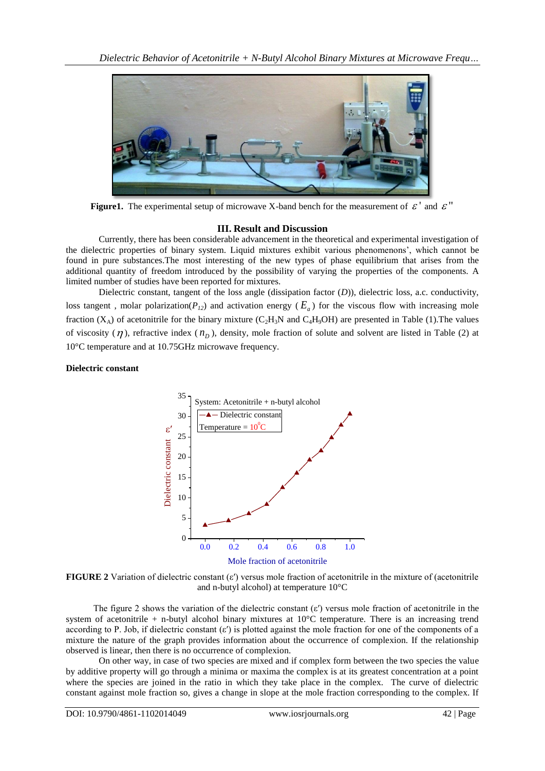**Figure1.** The experimental setup of microwave X-band bench for the measurement of $\varepsilon'$ and $\varepsilon''$

## III. Result and Discussion

Currently, there has been considerable advancement in the theoretical and experimental investigation of the dielectric properties of binary system. Liquid mixtures exhibit various phenomenons', which cannot be found in pure substances.The most interesting of the new types of phase equilibrium that arises from the additional quantity of freedom introduced by the possibility of varying the properties of the components. A limited number of studies have been reported for mixtures.

Dielectric constant, tangent of the loss angle (dissipation factor (*D*)), dielectric loss, a.c. conductivity, loss tangent , molar polarization($P_{12}$) and activation energy ( $E_a$ ) for the viscous flow with increasing mole fraction ($X_A$) of acetonitrile for the binary mixture ($C_2H_3N$ and $C_4H_9OH$) are presented in Table (1).The values of viscosity ( $\eta$ ), refractive index ( $n_D$ ), density, mole fraction of solute and solvent are listed in Table (2) at 10°C temperature and at 10.75GHz microwave frequency.

**Dielectric constant**

**FIGURE 2** Variation of dielectric constant (ε′) versus mole fraction of acetonitrile in the mixture of (acetonitrile and n-butyl alcohol) at temperature 10°C

The figure 2 shows the variation of the dielectric constant (ε′) versus mole fraction of acetonitrile in the system of acetonitrile + n-butyl alcohol binary mixtures at 10°C temperature. There is an increasing trend according to P. Job, if dielectric constant (ε′) is plotted against the mole fraction for one of the components of a mixture the nature of the graph provides information about the occurrence of complexion. If the relationship observed is linear, then there is no occurrence of complexion.

On other way, in case of two species are mixed and if complex form between the two species the value by additive property will go through a minima or maxima the complex is at its greatest concentration at a point where the species are joined in the ratio in which they take place in the complex. The curve of dielectric constant against mole fraction so, gives a change in slope at the mole fraction corresponding to the complex. If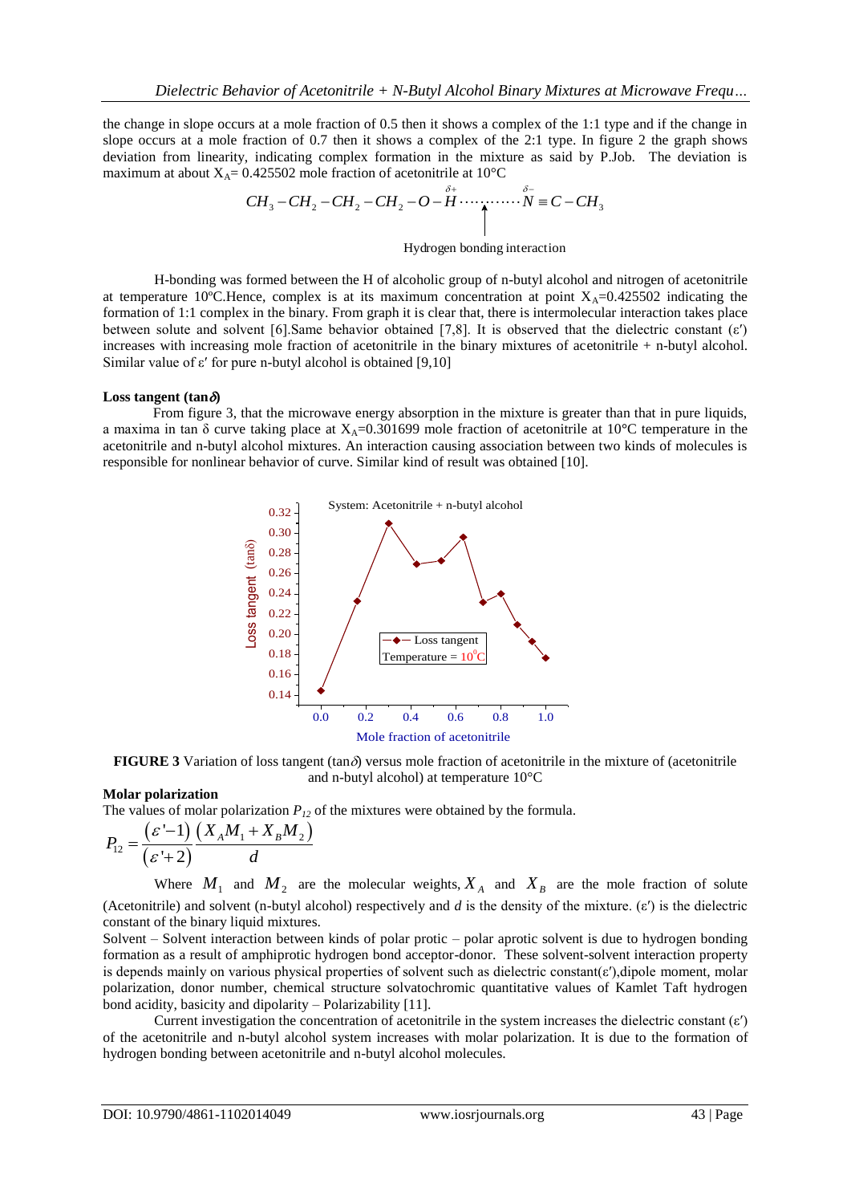the change in slope occurs at a mole fraction of 0.5 then it shows a complex of the 1:1 type and if the change in slope occurs at a mole fraction of 0.7 then it shows a complex of the 2:1 type. In figure 2 the graph shows deviation from linearity, indicating complex formation in the mixture as said by P.Job. The deviation is maximum at about $X_A$= 0.425502 mole fraction of acetonitrile at 10°C

$$CH_3-CH_2-CH_2-CH_2-O-\overset{\delta+}{H}\cdots\cdots\cdots\cdots\overset{\delta-}{N}\equiv C-CH_3$$

Hydrogen bonding interaction

H-bonding was formed between the H of alcoholic group of n-butyl alcohol and nitrogen of acetonitrile at temperature 10ºC.Hence, complex is at its maximum concentration at point $X_A$=0.425502 indicating the formation of 1:1 complex in the binary. From graph it is clear that, there is intermolecular interaction takes place between solute and solvent [6].Same behavior obtained [7,8]. It is observed that the dielectric constant (ε′) increases with increasing mole fraction of acetonitrile in the binary mixtures of acetonitrile + n-butyl alcohol. Similar value of ε′ for pure n-butyl alcohol is obtained [9,10]

**Loss tangent (tan*δ*)**

From figure 3, that the microwave energy absorption in the mixture is greater than that in pure liquids, a maxima in tan δ curve taking place at $X_A$=0.301699 mole fraction of acetonitrile at 10°C temperature in the acetonitrile and n-butyl alcohol mixtures. An interaction causing association between two kinds of molecules is responsible for nonlinear behavior of curve. Similar kind of result was obtained [10].

**FIGURE 3** Variation of loss tangent (tan*δ*) versus mole fraction of acetonitrile in the mixture of (acetonitrile and n-butyl alcohol) at temperature 10°C

**Molar polarization**

The values of molar polarization $P_{12}$ of the mixtures were obtained by the formula.

$$P_{12} = \frac{(\varepsilon'-1)}{(\varepsilon'+2)} \frac{(X_A M_1 + X_B M_2)}{d}$$

Where $M_1$ and $M_2$ are the molecular weights, $X_A$ and $X_B$ are the mole fraction of solute (Acetonitrile) and solvent (n-butyl alcohol) respectively and *d* is the density of the mixture. (ε′) is the dielectric constant of the binary liquid mixtures.

Solvent – Solvent interaction between kinds of polar protic – polar aprotic solvent is due to hydrogen bonding formation as a result of amphiprotic hydrogen bond acceptor-donor. These solvent-solvent interaction property is depends mainly on various physical properties of solvent such as dielectric constant(ε′),dipole moment, molar polarization, donor number, chemical structure solvatochromic quantitative values of Kamlet Taft hydrogen bond acidity, basicity and dipolarity – Polarizability [11].

Current investigation the concentration of acetonitrile in the system increases the dielectric constant (ε′) of the acetonitrile and n-butyl alcohol system increases with molar polarization. It is due to the formation of hydrogen bonding between acetonitrile and n-butyl alcohol molecules.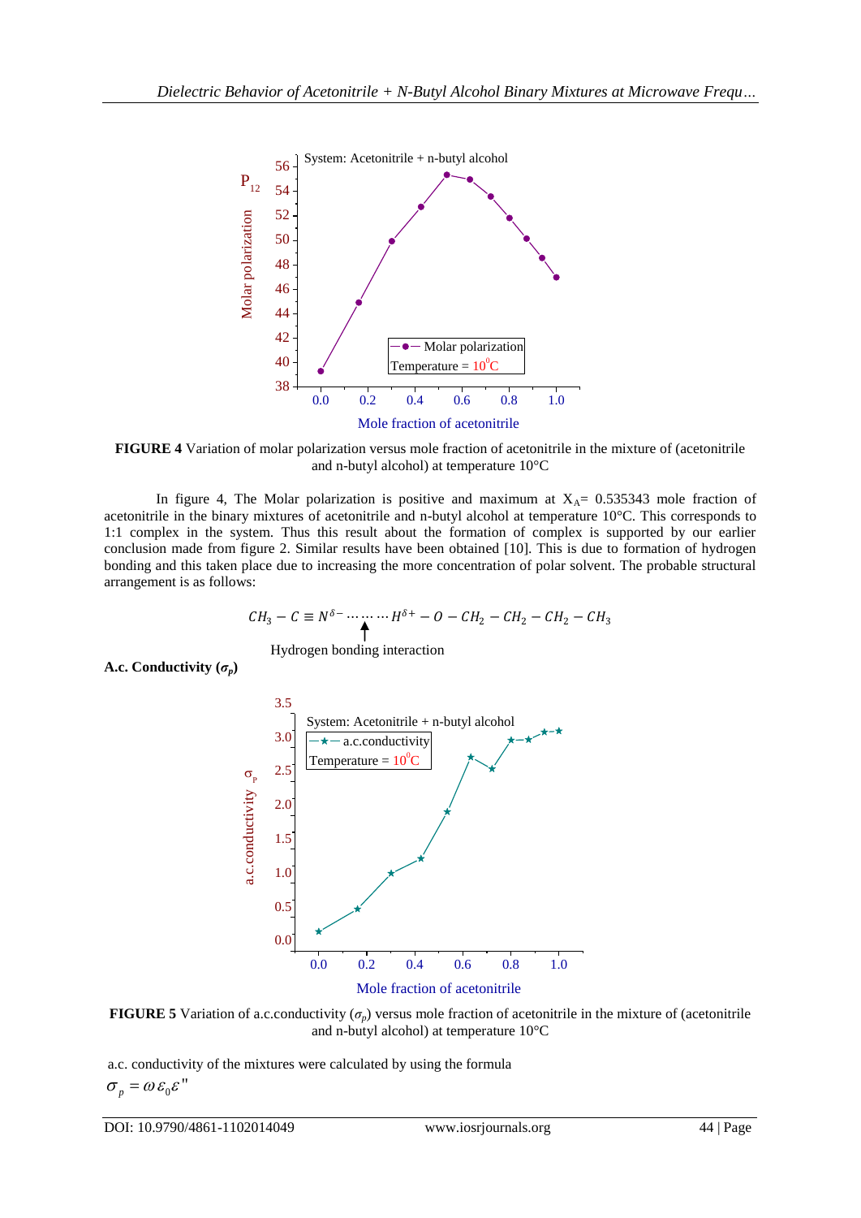**FIGURE 4** Variation of molar polarization versus mole fraction of acetonitrile in the mixture of (acetonitrile and n-butyl alcohol) at temperature 10°C

In figure 4, The Molar polarization is positive and maximum at $X_A$= 0.535343 mole fraction of acetonitrile in the binary mixtures of acetonitrile and n-butyl alcohol at temperature 10°C. This corresponds to 1:1 complex in the system. Thus this result about the formation of complex is supported by our earlier conclusion made from figure 2. Similar results have been obtained [10]. This is due to formation of hydrogen bonding and this taken place due to increasing the more concentration of polar solvent. The probable structural arrangement is as follows:

$$CH_3 - C \equiv N^{\delta-} \cdots\cdots\cdots H^{\delta+} - O - CH_2 - CH_2 - CH_2 - CH_3$$

Hydrogen bonding interaction

**A.c. Conductivity ($\sigma_p$)**

**FIGURE 5** Variation of a.c.conductivity ($\sigma_p$) versus mole fraction of acetonitrile in the mixture of (acetonitrile and n-butyl alcohol) at temperature 10°C

a.c. conductivity of the mixtures were calculated by using the formula

$$\sigma_p = \omega \varepsilon_0 \varepsilon''$$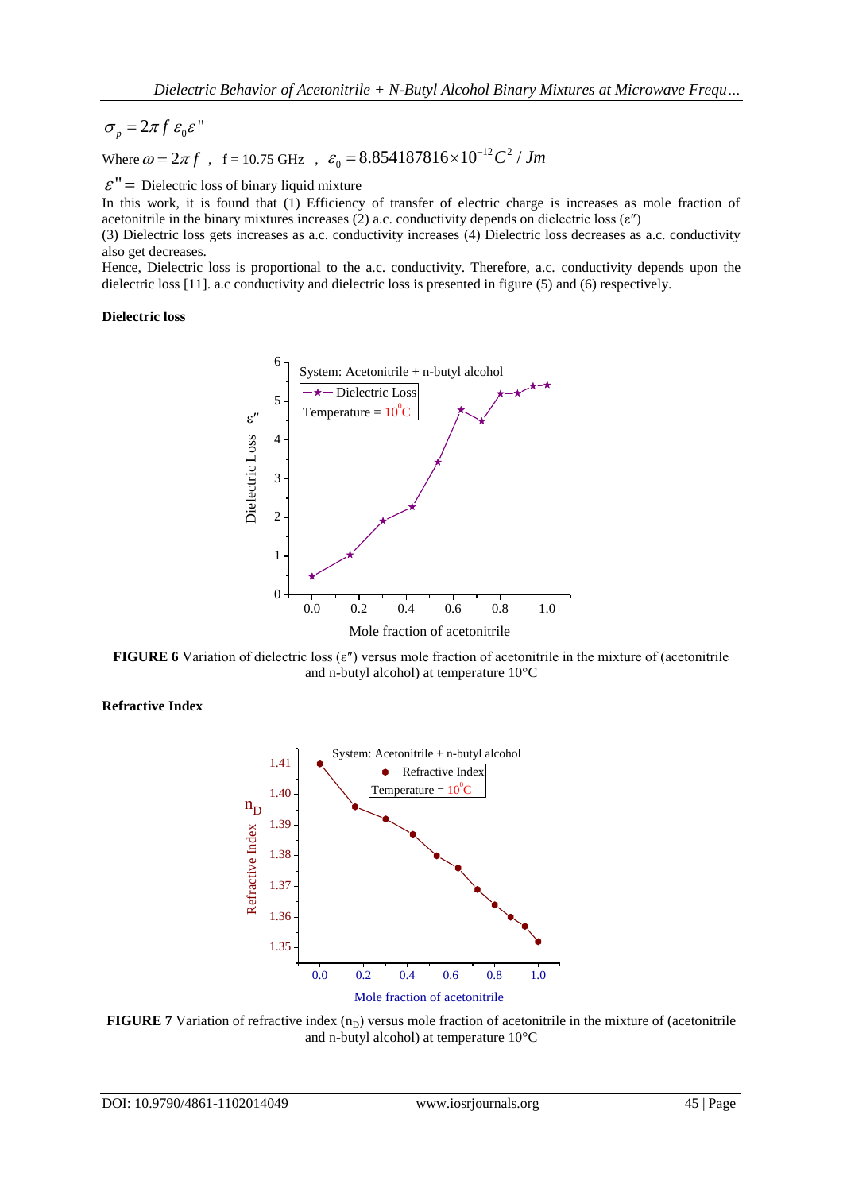$$\sigma_p = 2\pi f \,\varepsilon_0 \varepsilon''$$

Where $\omega = 2\pi f$ , f = 10.75 GHz , $\varepsilon_0 = 8.854187816\times10^{-12} C^2 / Jm$

$\varepsilon'' =$ Dielectric loss of binary liquid mixture

In this work, it is found that (1) Efficiency of transfer of electric charge is increases as mole fraction of acetonitrile in the binary mixtures increases (2) a.c. conductivity depends on dielectric loss ($\varepsilon''$)
(3) Dielectric loss gets increases as a.c. conductivity increases (4) Dielectric loss decreases as a.c. conductivity also get decreases.

Hence, Dielectric loss is proportional to the a.c. conductivity. Therefore, a.c. conductivity depends upon the dielectric loss [11]. a.c conductivity and dielectric loss is presented in figure (5) and (6) respectively.

**Dielectric loss**

**FIGURE 6** Variation of dielectric loss ($\varepsilon''$) versus mole fraction of acetonitrile in the mixture of (acetonitrile and n-butyl alcohol) at temperature 10°C

**Refractive Index**

**FIGURE 7** Variation of refractive index ($n_D$) versus mole fraction of acetonitrile in the mixture of (acetonitrile and n-butyl alcohol) at temperature 10°C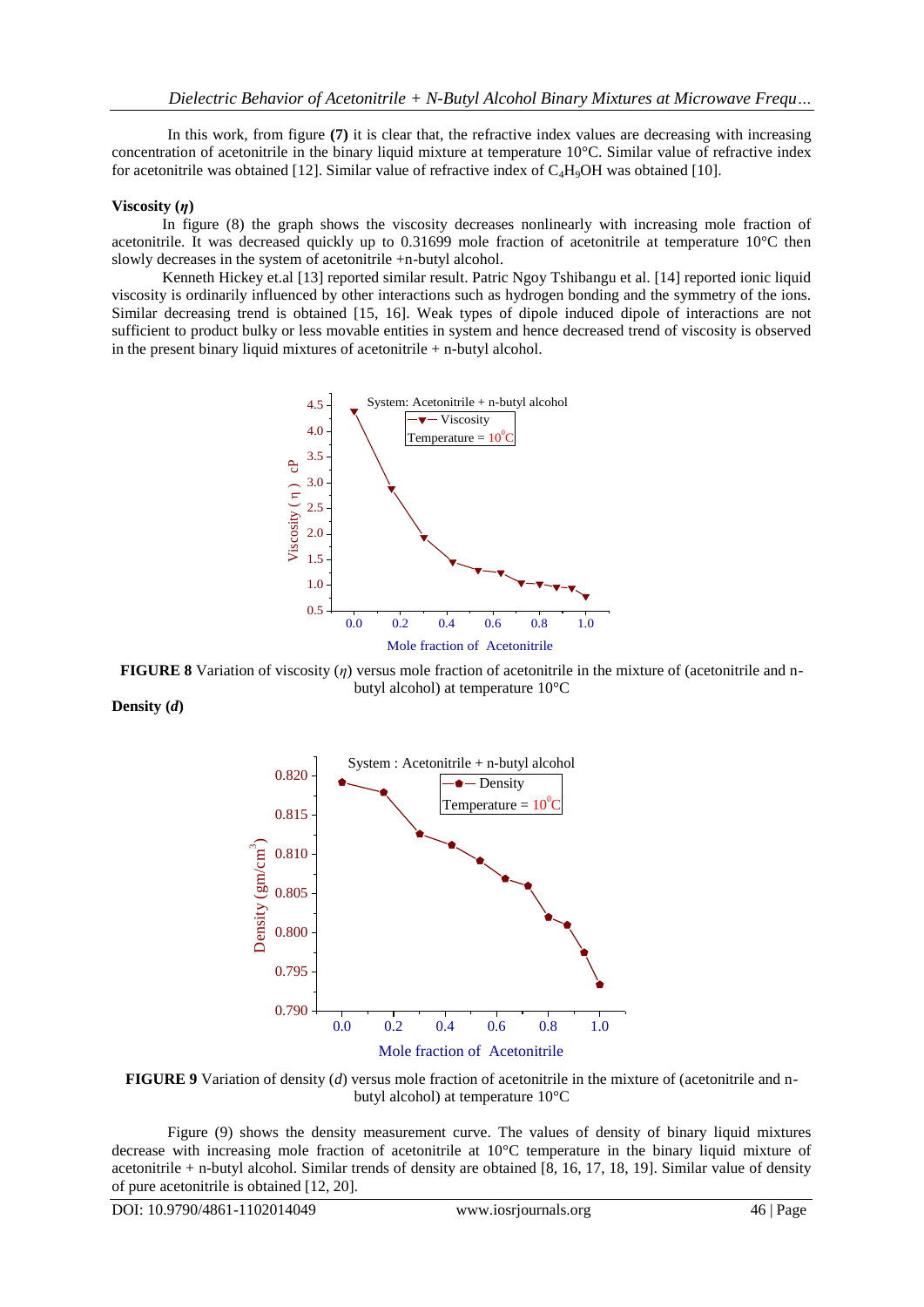In this work, from figure **(7)** it is clear that, the refractive index values are decreasing with increasing concentration of acetonitrile in the binary liquid mixture at temperature 10°C. Similar value of refractive index for acetonitrile was obtained [12]. Similar value of refractive index of $C_4H_9OH$ was obtained [10].

**Viscosity (*η*)**

In figure (8) the graph shows the viscosity decreases nonlinearly with increasing mole fraction of acetonitrile. It was decreased quickly up to 0.31699 mole fraction of acetonitrile at temperature 10°C then slowly decreases in the system of acetonitrile +n-butyl alcohol.

Kenneth Hickey et.al [13] reported similar result. Patric Ngoy Tshibangu et al. [14] reported ionic liquid viscosity is ordinarily influenced by other interactions such as hydrogen bonding and the symmetry of the ions. Similar decreasing trend is obtained [15, 16]. Weak types of dipole induced dipole of interactions are not sufficient to product bulky or less movable entities in system and hence decreased trend of viscosity is observed in the present binary liquid mixtures of acetonitrile + n-butyl alcohol.

**FIGURE 8** Variation of viscosity (*η*) versus mole fraction of acetonitrile in the mixture of (acetonitrile and n-butyl alcohol) at temperature 10°C

**Density (*d*)**

**FIGURE 9** Variation of density (*d*) versus mole fraction of acetonitrile in the mixture of (acetonitrile and n-butyl alcohol) at temperature 10°C

Figure (9) shows the density measurement curve. The values of density of binary liquid mixtures decrease with increasing mole fraction of acetonitrile at 10°C temperature in the binary liquid mixture of acetonitrile + n-butyl alcohol. Similar trends of density are obtained [8, 16, 17, 18, 19]. Similar value of density of pure acetonitrile is obtained [12, 20].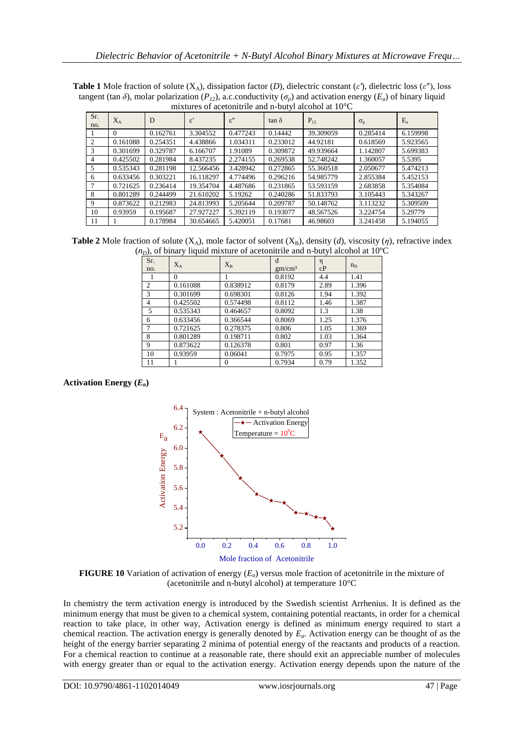**Table 1** Mole fraction of solute ($X_A$), dissipation factor (*D*), dielectric constant ($\varepsilon'$), dielectric loss ($\varepsilon''$), loss tangent ($\tan \delta$), molar polarization ($P_{12}$), a.c.conductivity ($\sigma_p$) and activation energy ($E_a$) of binary liquid mixtures of acetonitrile and n-butyl alcohol at 10°C

| Sr. no. | $X_A$ | D | $\varepsilon'$ | $\varepsilon''$ | $\tan \delta$ | $P_{12}$ | $\sigma_p$ | $E_a$ |
|---|---|---|---|---|---|---|---|---|
| 1 | 0 | 0.162761 | 3.304552 | 0.477243 | 0.14442 | 39.309059 | 0.285414 | 6.159998 |
| 2 | 0.161088 | 0.254351 | 4.438866 | 1.034311 | 0.233012 | 44.92181 | 0.618569 | 5.923565 |
| 3 | 0.301699 | 0.329787 | 6.166707 | 1.91089 | 0.309872 | 49.939664 | 1.142807 | 5.699383 |
| 4 | 0.425502 | 0.281984 | 8.437235 | 2.274155 | 0.269538 | 52.748242 | 1.360057 | 5.5395 |
| 5 | 0.535343 | 0.281198 | 12.566456 | 3.428942 | 0.272865 | 55.360518 | 2.050677 | 5.474213 |
| 6 | 0.633456 | 0.303221 | 16.118297 | 4.774496 | 0.296216 | 54.985779 | 2.855384 | 5.452153 |
| 7 | 0.721625 | 0.236414 | 19.354704 | 4.487686 | 0.231865 | 53.593159 | 2.683858 | 5.354084 |
| 8 | 0.801289 | 0.244499 | 21.610202 | 5.19262 | 0.240286 | 51.833793 | 3.105443 | 5.343267 |
| 9 | 0.873622 | 0.212983 | 24.813993 | 5.205644 | 0.209787 | 50.148762 | 3.113232 | 5.309509 |
| 10 | 0.93959 | 0.195687 | 27.927227 | 5.392119 | 0.193077 | 48.567526 | 3.224754 | 5.29779 |
| 11 | 1 | 0.178984 | 30.654665 | 5.420051 | 0.17681 | 46.98603 | 3.241458 | 5.194055 |

**Table 2** Mole fraction of solute ($X_A$), mole factor of solvent ($X_B$), density (*d*), viscosity ($\eta$), refractive index ($n_D$), of binary liquid mixture of acetonitrile and n-butyl alcohol at 10°C

| Sr. no. | $X_A$ | $X_B$ | d gm/cm³ | η cP | $n_D$ |
|---|---|---|---|---|---|
| 1 | 0 | 1 | 0.8192 | 4.4 | 1.41 |
| 2 | 0.161088 | 0.838912 | 0.8179 | 2.89 | 1.396 |
| 3 | 0.301699 | 0.698301 | 0.8126 | 1.94 | 1.392 |
| 4 | 0.425502 | 0.574498 | 0.8112 | 1.46 | 1.387 |
| 5 | 0.535343 | 0.464657 | 0.8092 | 1.3 | 1.38 |
| 6 | 0.633456 | 0.366544 | 0.8069 | 1.25 | 1.376 |
| 7 | 0.721625 | 0.278375 | 0.806 | 1.05 | 1.369 |
| 8 | 0.801289 | 0.198711 | 0.802 | 1.03 | 1.364 |
| 9 | 0.873622 | 0.126378 | 0.801 | 0.97 | 1.36 |
| 10 | 0.93959 | 0.06041 | 0.7975 | 0.95 | 1.357 |
| 11 | 1 | 0 | 0.7934 | 0.79 | 1.352 |

**Activation Energy ($E_a$)**

**FIGURE 10** Variation of activation of energy ($E_a$) versus mole fraction of acetonitrile in the mixture of (acetonitrile and n-butyl alcohol) at temperature 10°C

In chemistry the term activation energy is introduced by the Swedish scientist Arrhenius. It is defined as the minimum energy that must be given to a chemical system, containing potential reactants, in order for a chemical reaction to take place, in other way, Activation energy is defined as minimum energy required to start a chemical reaction. The activation energy is generally denoted by $E_a$. Activation energy can be thought of as the height of the energy barrier separating 2 minima of potential energy of the reactants and products of a reaction. For a chemical reaction to continue at a reasonable rate, there should exit an appreciable number of molecules with energy greater than or equal to the activation energy. Activation energy depends upon the nature of the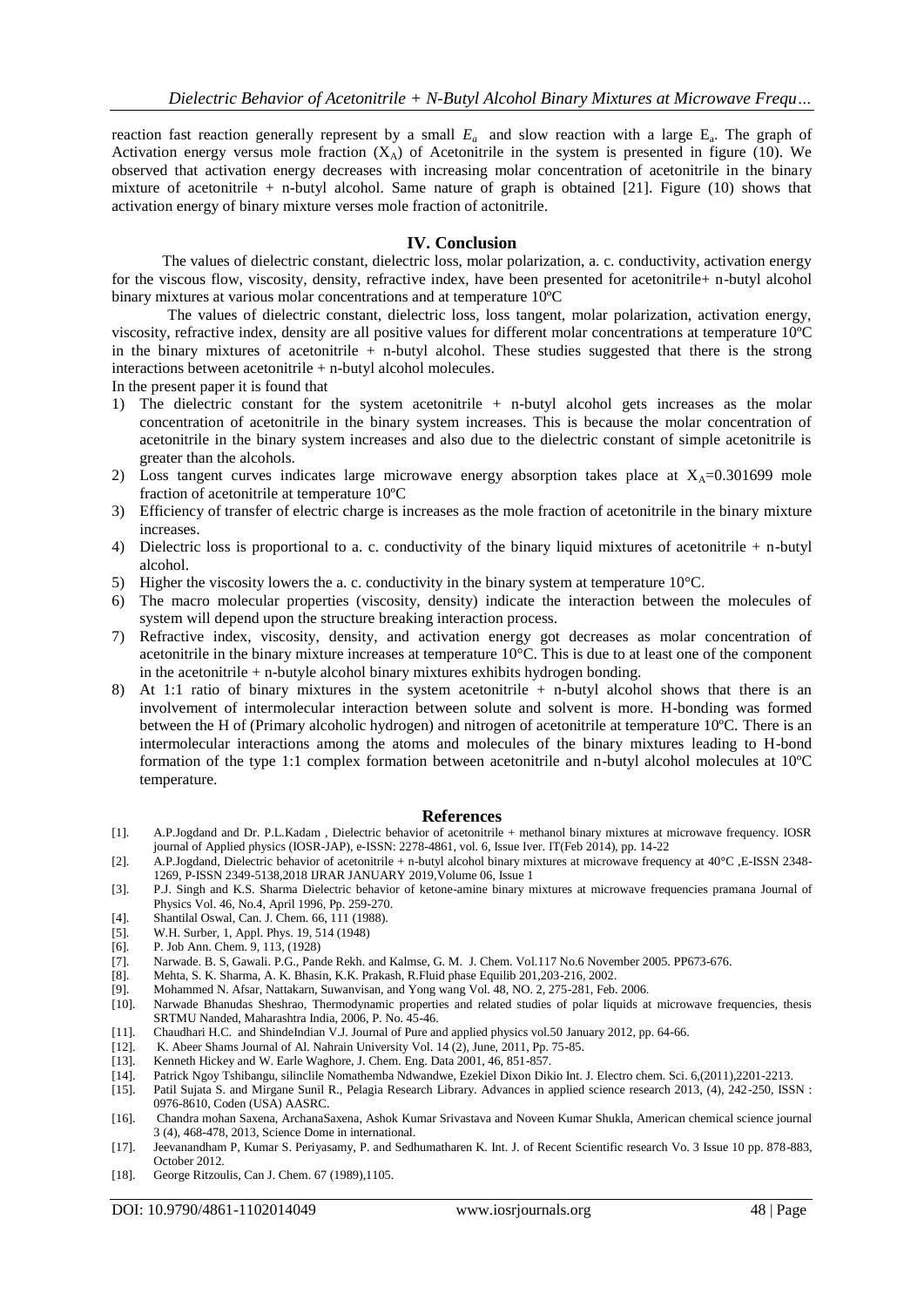reaction fast reaction generally represent by a small $E_a$ and slow reaction with a large $E_a$. The graph of Activation energy versus mole fraction ($X_A$) of Acetonitrile in the system is presented in figure (10). We observed that activation energy decreases with increasing molar concentration of acetonitrile in the binary mixture of acetonitrile + n-butyl alcohol. Same nature of graph is obtained [21]. Figure (10) shows that activation energy of binary mixture verses mole fraction of actonitrile.

## IV. Conclusion

The values of dielectric constant, dielectric loss, molar polarization, a. c. conductivity, activation energy for the viscous flow, viscosity, density, refractive index, have been presented for acetonitrile+ n-butyl alcohol binary mixtures at various molar concentrations and at temperature 10ºC

The values of dielectric constant, dielectric loss, loss tangent, molar polarization, activation energy, viscosity, refractive index, density are all positive values for different molar concentrations at temperature 10ºC in the binary mixtures of acetonitrile + n-butyl alcohol. These studies suggested that there is the strong interactions between acetonitrile + n-butyl alcohol molecules.

In the present paper it is found that

1) The dielectric constant for the system acetonitrile + n-butyl alcohol gets increases as the molar concentration of acetonitrile in the binary system increases. This is because the molar concentration of acetonitrile in the binary system increases and also due to the dielectric constant of simple acetonitrile is greater than the alcohols.
2) Loss tangent curves indicates large microwave energy absorption takes place at $X_A$=0.301699 mole fraction of acetonitrile at temperature 10ºC
3) Efficiency of transfer of electric charge is increases as the mole fraction of acetonitrile in the binary mixture increases.
4) Dielectric loss is proportional to a. c. conductivity of the binary liquid mixtures of acetonitrile + n-butyl alcohol.
5) Higher the viscosity lowers the a. c. conductivity in the binary system at temperature 10°C.
6) The macro molecular properties (viscosity, density) indicate the interaction between the molecules of system will depend upon the structure breaking interaction process.
7) Refractive index, viscosity, density, and activation energy got decreases as molar concentration of acetonitrile in the binary mixture increases at temperature 10°C. This is due to at least one of the component in the acetonitrile + n-butyle alcohol binary mixtures exhibits hydrogen bonding.
8) At 1:1 ratio of binary mixtures in the system acetonitrile + n-butyl alcohol shows that there is an involvement of intermolecular interaction between solute and solvent is more. H-bonding was formed between the H of (Primary alcoholic hydrogen) and nitrogen of acetonitrile at temperature 10ºC. There is an intermolecular interactions among the atoms and molecules of the binary mixtures leading to H-bond formation of the type 1:1 complex formation between acetonitrile and n-butyl alcohol molecules at 10ºC temperature.

## References

[1]. A.P.Jogdand and Dr. P.L.Kadam , Dielectric behavior of acetonitrile + methanol binary mixtures at microwave frequency. IOSR journal of Applied physics (IOSR-JAP), e-ISSN: 2278-4861, vol. 6, Issue Iver. IT(Feb 2014), pp. 14-22

[2]. A.P.Jogdand, Dielectric behavior of acetonitrile + n-butyl alcohol binary mixtures at microwave frequency at 40°C ,E-ISSN 2348-1269, P-ISSN 2349-5138,2018 IJRAR JANUARY 2019,Volume 06, Issue 1

[3]. P.J. Singh and K.S. Sharma Dielectric behavior of ketone-amine binary mixtures at microwave frequencies pramana Journal of Physics Vol. 46, No.4, April 1996, Pp. 259-270.

[4]. Shantilal Oswal, Can. J. Chem. 66, 111 (1988).

[5]. W.H. Surber, 1, Appl. Phys. 19, 514 (1948)

[6]. P. Job Ann. Chem. 9, 113, (1928)

[7]. Narwade. B. S, Gawali. P.G., Pande Rekh. and Kalmse, G. M. J. Chem. Vol.117 No.6 November 2005. PP673-676.

[8]. Mehta, S. K. Sharma, A. K. Bhasin, K.K. Prakash, R.Fluid phase Equilib 201,203-216, 2002.

[9]. Mohammed N. Afsar, Nattakarn, Suwanvisan, and Yong wang Vol. 48, NO. 2, 275-281, Feb. 2006.

[10]. Narwade Bhanudas Sheshrao, Thermodynamic properties and related studies of polar liquids at microwave frequencies, thesis SRTMU Nanded, Maharashtra India, 2006, P. No. 45-46.

[11]. Chaudhari H.C. and ShindeIndian V.J. Journal of Pure and applied physics vol.50 January 2012, pp. 64-66.

[12]. K. Abeer Shams Journal of Al. Nahrain University Vol. 14 (2), June, 2011, Pp. 75-85.

[13]. Kenneth Hickey and W. Earle Waghore, J. Chem. Eng. Data 2001, 46, 851-857.

[14]. Patrick Ngoy Tshibangu, silinclile Nomathemba Ndwandwe, Ezekiel Dixon Dikio Int. J. Electro chem. Sci. 6,(2011),2201-2213.

[15]. Patil Sujata S. and Mirgane Sunil R., Pelagia Research Library. Advances in applied science research 2013, (4), 242-250, ISSN : 0976-8610, Coden (USA) AASRC.

[16]. Chandra mohan Saxena, ArchanaSaxena, Ashok Kumar Srivastava and Noveen Kumar Shukla, American chemical science journal 3 (4), 468-478, 2013, Science Dome in international.

[17]. Jeevanandham P, Kumar S. Periyasamy, P. and Sedhumatharen K. Int. J. of Recent Scientific research Vo. 3 Issue 10 pp. 878-883, October 2012.

[18]. George Ritzoulis, Can J. Chem. 67 (1989),1105.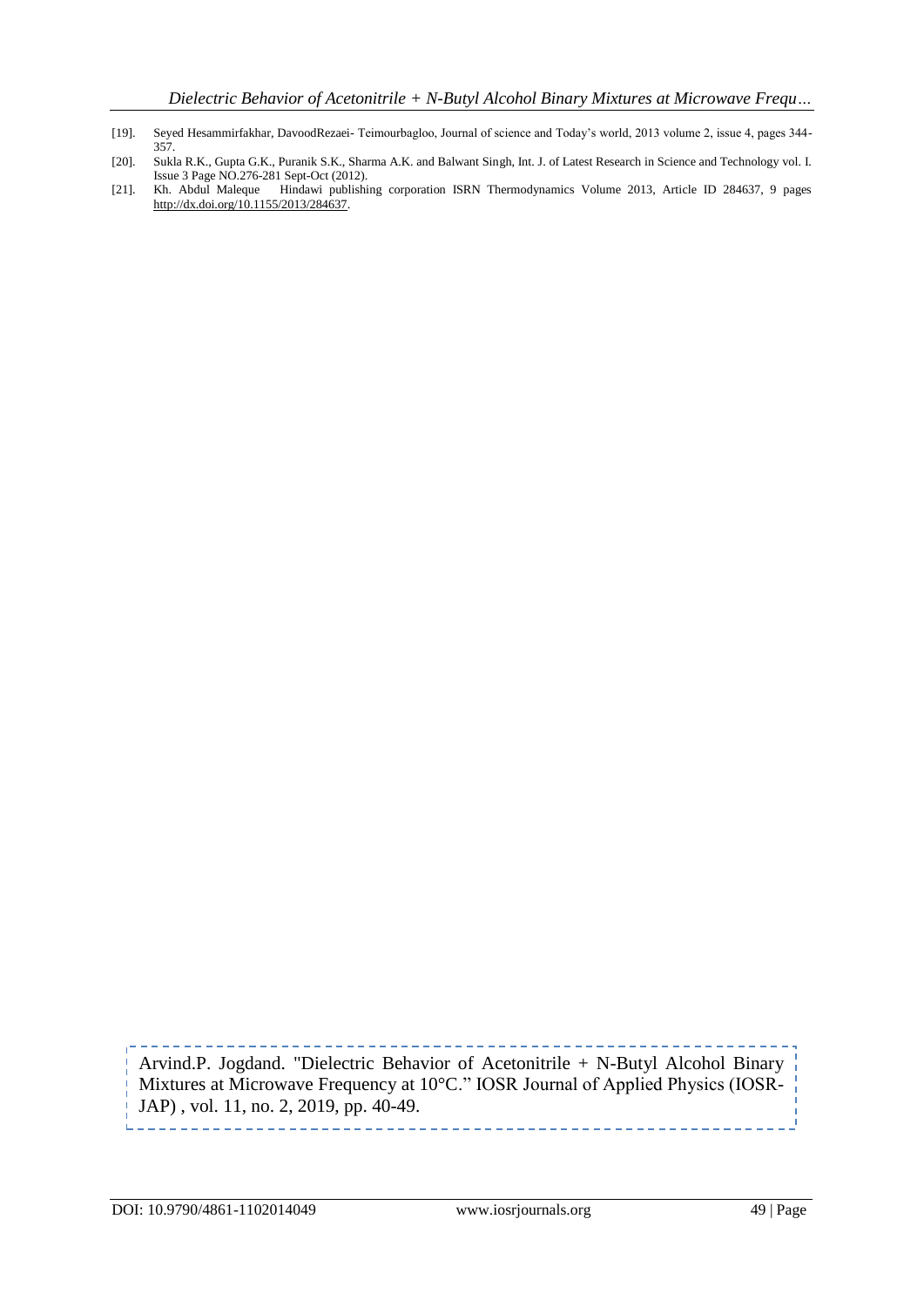[19]. Seyed Hesammirfakhar, DavoodRezaei- Teimourbagloo, Journal of science and Today's world, 2013 volume 2, issue 4, pages 344-357.

[20]. Sukla R.K., Gupta G.K., Puranik S.K., Sharma A.K. and Balwant Singh, Int. J. of Latest Research in Science and Technology vol. I. Issue 3 Page NO.276-281 Sept-Oct (2012).

[21]. Kh. Abdul Maleque Hindawi publishing corporation ISRN Thermodynamics Volume 2013, Article ID 284637, 9 pages http://dx.doi.org/10.1155/2013/284637.

Arvind.P. Jogdand. "Dielectric Behavior of Acetonitrile + N-Butyl Alcohol Binary Mixtures at Microwave Frequency at 10°C." IOSR Journal of Applied Physics (IOSR-JAP) , vol. 11, no. 2, 2019, pp. 40-49.